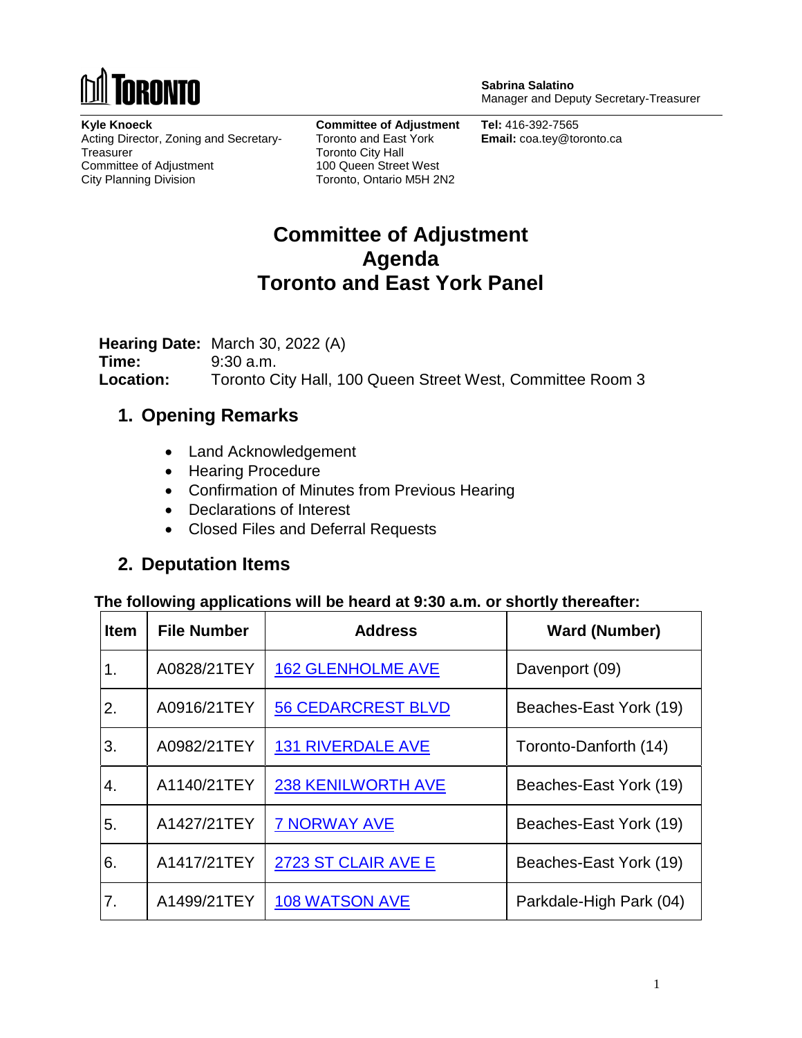**TORONTO**

**Sabrina Salatino**
Manager and Deputy Secretary-Treasurer

**Kyle Knoeck**
Acting Director, Zoning and Secretary-Treasurer
Committee of Adjustment
City Planning Division

**Committee of Adjustment**
Toronto and East York
Toronto City Hall
100 Queen Street West
Toronto, Ontario M5H 2N2

**Tel:** 416-392-7565
**Email:** coa.tey@toronto.ca

# Committee of Adjustment Agenda Toronto and East York Panel

**Hearing Date:** March 30, 2022 (A)
**Time:** 9:30 a.m.
**Location:** Toronto City Hall, 100 Queen Street West, Committee Room 3

## 1. Opening Remarks

- Land Acknowledgement
- Hearing Procedure
- Confirmation of Minutes from Previous Hearing
- Declarations of Interest
- Closed Files and Deferral Requests

## 2. Deputation Items

**The following applications will be heard at 9:30 a.m. or shortly thereafter:**

| Item | File Number | Address | Ward (Number) |
|---|---|---|---|
| 1. | A0828/21TEY | 162 GLENHOLME AVE | Davenport (09) |
| 2. | A0916/21TEY | 56 CEDARCREST BLVD | Beaches-East York (19) |
| 3. | A0982/21TEY | 131 RIVERDALE AVE | Toronto-Danforth (14) |
| 4. | A1140/21TEY | 238 KENILWORTH AVE | Beaches-East York (19) |
| 5. | A1427/21TEY | 7 NORWAY AVE | Beaches-East York (19) |
| 6. | A1417/21TEY | 2723 ST CLAIR AVE E | Beaches-East York (19) |
| 7. | A1499/21TEY | 108 WATSON AVE | Parkdale-High Park (04) |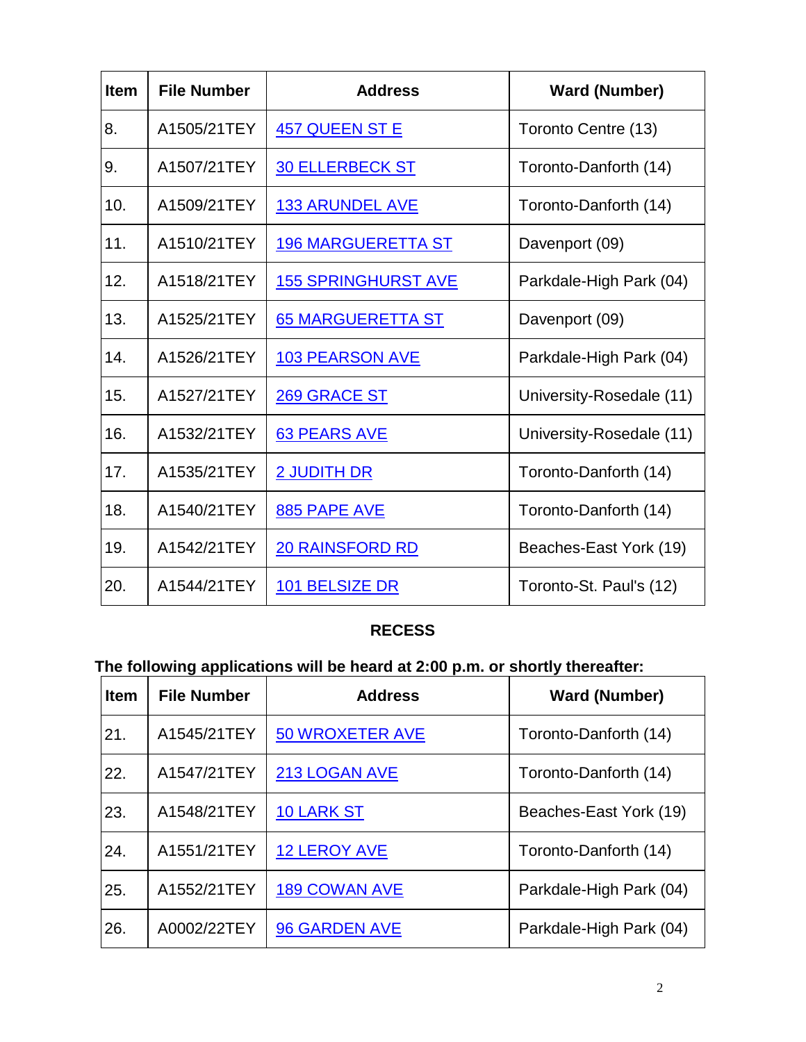| Item | File Number | Address | Ward (Number) |
|---|---|---|---|
| 8. | A1505/21TEY | 457 QUEEN ST E | Toronto Centre (13) |
| 9. | A1507/21TEY | 30 ELLERBECK ST | Toronto-Danforth (14) |
| 10. | A1509/21TEY | 133 ARUNDEL AVE | Toronto-Danforth (14) |
| 11. | A1510/21TEY | 196 MARGUERETTA ST | Davenport (09) |
| 12. | A1518/21TEY | 155 SPRINGHURST AVE | Parkdale-High Park (04) |
| 13. | A1525/21TEY | 65 MARGUERETTA ST | Davenport (09) |
| 14. | A1526/21TEY | 103 PEARSON AVE | Parkdale-High Park (04) |
| 15. | A1527/21TEY | 269 GRACE ST | University-Rosedale (11) |
| 16. | A1532/21TEY | 63 PEARS AVE | University-Rosedale (11) |
| 17. | A1535/21TEY | 2 JUDITH DR | Toronto-Danforth (14) |
| 18. | A1540/21TEY | 885 PAPE AVE | Toronto-Danforth (14) |
| 19. | A1542/21TEY | 20 RAINSFORD RD | Beaches-East York (19) |
| 20. | A1544/21TEY | 101 BELSIZE DR | Toronto-St. Paul's (12) |

**RECESS**

**The following applications will be heard at 2:00 p.m. or shortly thereafter:**

| Item | File Number | Address | Ward (Number) |
|---|---|---|---|
| 21. | A1545/21TEY | 50 WROXETER AVE | Toronto-Danforth (14) |
| 22. | A1547/21TEY | 213 LOGAN AVE | Toronto-Danforth (14) |
| 23. | A1548/21TEY | 10 LARK ST | Beaches-East York (19) |
| 24. | A1551/21TEY | 12 LEROY AVE | Toronto-Danforth (14) |
| 25. | A1552/21TEY | 189 COWAN AVE | Parkdale-High Park (04) |
| 26. | A0002/22TEY | 96 GARDEN AVE | Parkdale-High Park (04) |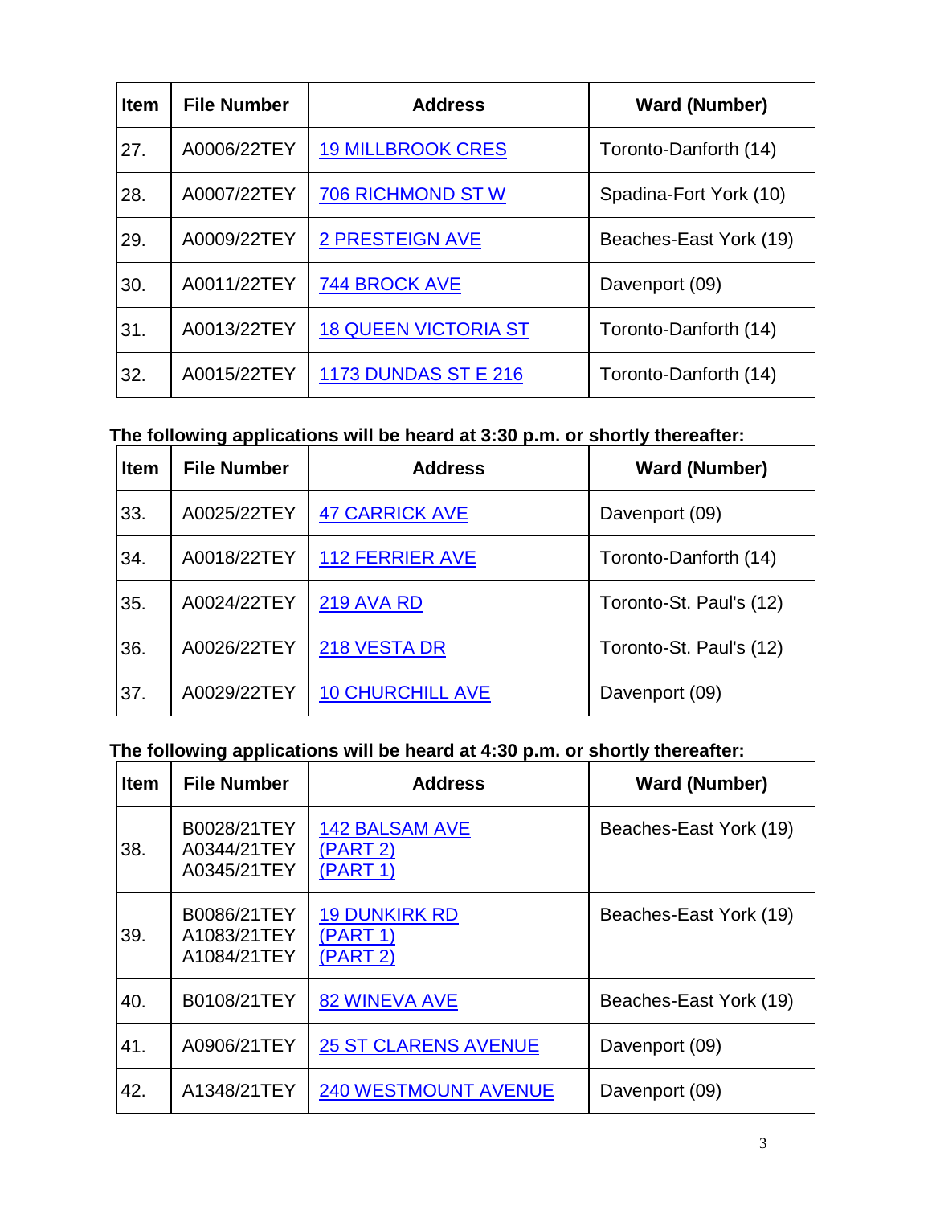| Item | File Number | Address | Ward (Number) |
|---|---|---|---|
| 27. | A0006/22TEY | 19 MILLBROOK CRES | Toronto-Danforth (14) |
| 28. | A0007/22TEY | 706 RICHMOND ST W | Spadina-Fort York (10) |
| 29. | A0009/22TEY | 2 PRESTEIGN AVE | Beaches-East York (19) |
| 30. | A0011/22TEY | 744 BROCK AVE | Davenport (09) |
| 31. | A0013/22TEY | 18 QUEEN VICTORIA ST | Toronto-Danforth (14) |
| 32. | A0015/22TEY | 1173 DUNDAS ST E 216 | Toronto-Danforth (14) |

**The following applications will be heard at 3:30 p.m. or shortly thereafter:**

| Item | File Number | Address | Ward (Number) |
|---|---|---|---|
| 33. | A0025/22TEY | 47 CARRICK AVE | Davenport (09) |
| 34. | A0018/22TEY | 112 FERRIER AVE | Toronto-Danforth (14) |
| 35. | A0024/22TEY | 219 AVA RD | Toronto-St. Paul's (12) |
| 36. | A0026/22TEY | 218 VESTA DR | Toronto-St. Paul's (12) |
| 37. | A0029/22TEY | 10 CHURCHILL AVE | Davenport (09) |

**The following applications will be heard at 4:30 p.m. or shortly thereafter:**

| Item | File Number | Address | Ward (Number) |
|---|---|---|---|
| 38. | B0028/21TEY<br>A0344/21TEY<br>A0345/21TEY | 142 BALSAM AVE<br>(PART 2)<br>(PART 1) | Beaches-East York (19) |
| 39. | B0086/21TEY<br>A1083/21TEY<br>A1084/21TEY | 19 DUNKIRK RD<br>(PART 1)<br>(PART 2) | Beaches-East York (19) |
| 40. | B0108/21TEY | 82 WINEVA AVE | Beaches-East York (19) |
| 41. | A0906/21TEY | 25 ST CLARENS AVENUE | Davenport (09) |
| 42. | A1348/21TEY | 240 WESTMOUNT AVENUE | Davenport (09) |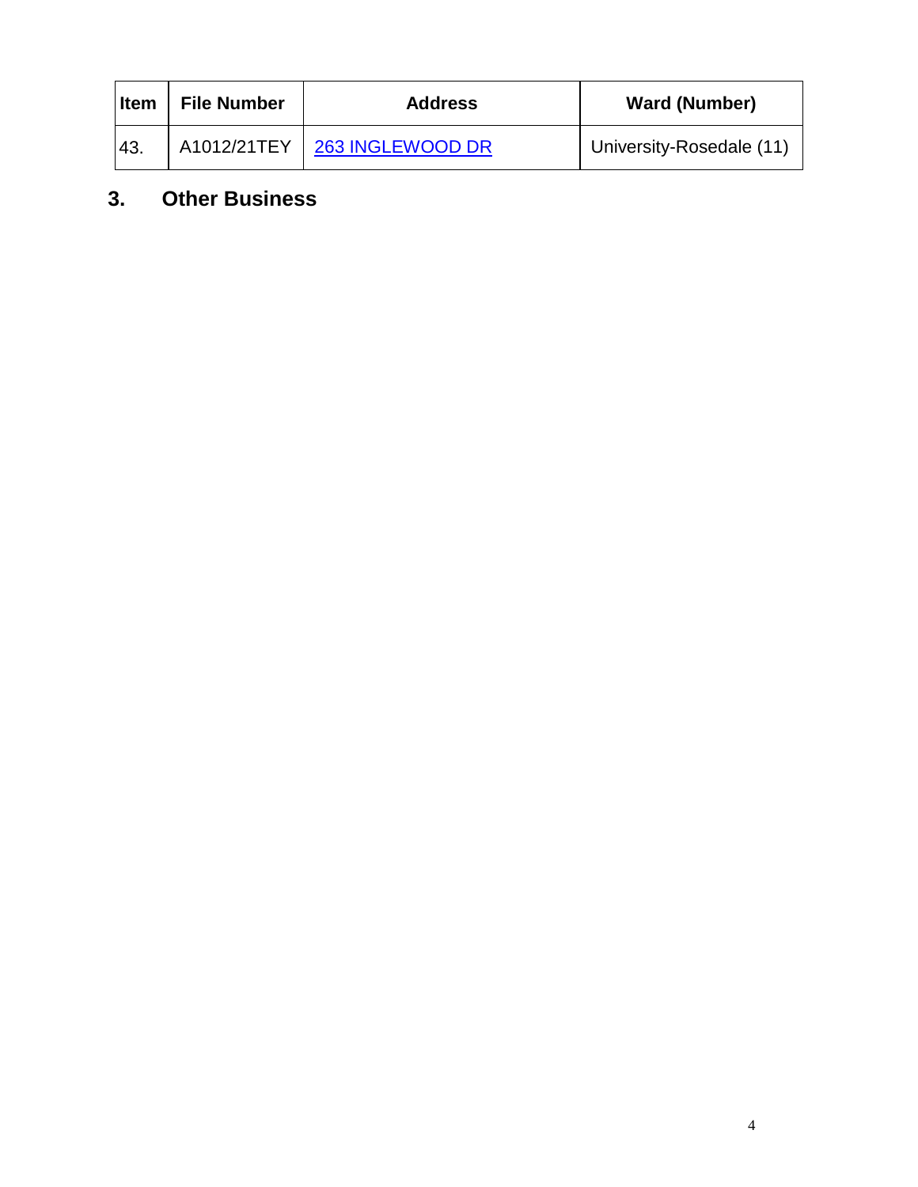| Item | File Number | Address | Ward (Number) |
| --- | --- | --- | --- |
| 43. | A1012/21TEY | 263 INGLEWOOD DR | University-Rosedale (11) |

## 3. Other Business